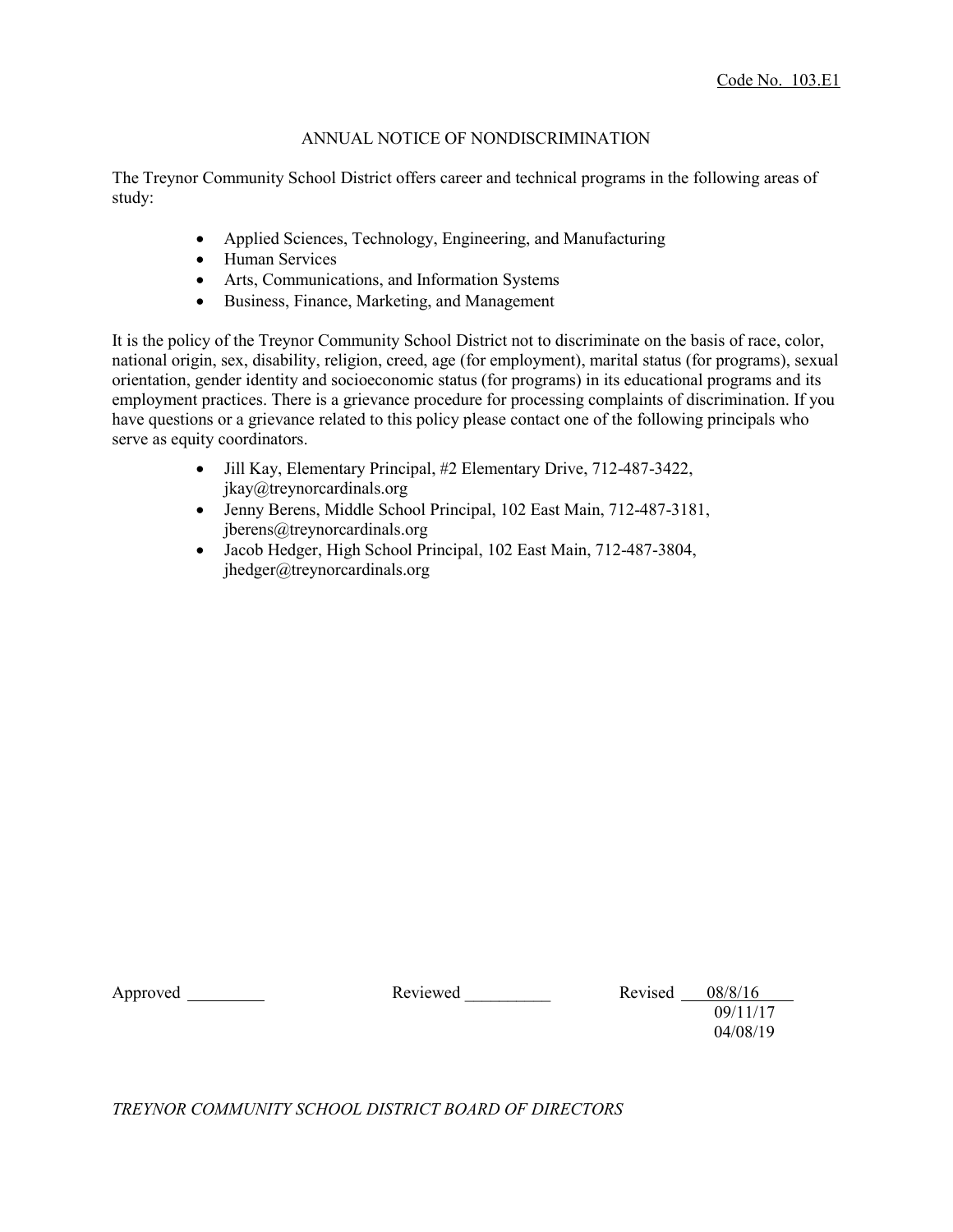Code No. 103.E1

# ANNUAL NOTICE OF NONDISCRIMINATION

The Treynor Community School District offers career and technical programs in the following areas of study:

- Applied Sciences, Technology, Engineering, and Manufacturing
- Human Services
- Arts, Communications, and Information Systems
- Business, Finance, Marketing, and Management

It is the policy of the Treynor Community School District not to discriminate on the basis of race, color, national origin, sex, disability, religion, creed, age (for employment), marital status (for programs), sexual orientation, gender identity and socioeconomic status (for programs) in its educational programs and its employment practices. There is a grievance procedure for processing complaints of discrimination. If you have questions or a grievance related to this policy please contact one of the following principals who serve as equity coordinators.

- Jill Kay, Elementary Principal, #2 Elementary Drive, 712-487-3422, jkay@treynorcardinals.org
- Jenny Berens, Middle School Principal, 102 East Main, 712-487-3181, jberens@treynorcardinals.org
- Jacob Hedger, High School Principal, 102 East Main, 712-487-3804, jhedger@treynorcardinals.org

Approved ________ Reviewed __________ Revised 08/8/16
09/11/17
04/08/19

*TREYNOR COMMUNITY SCHOOL DISTRICT BOARD OF DIRECTORS*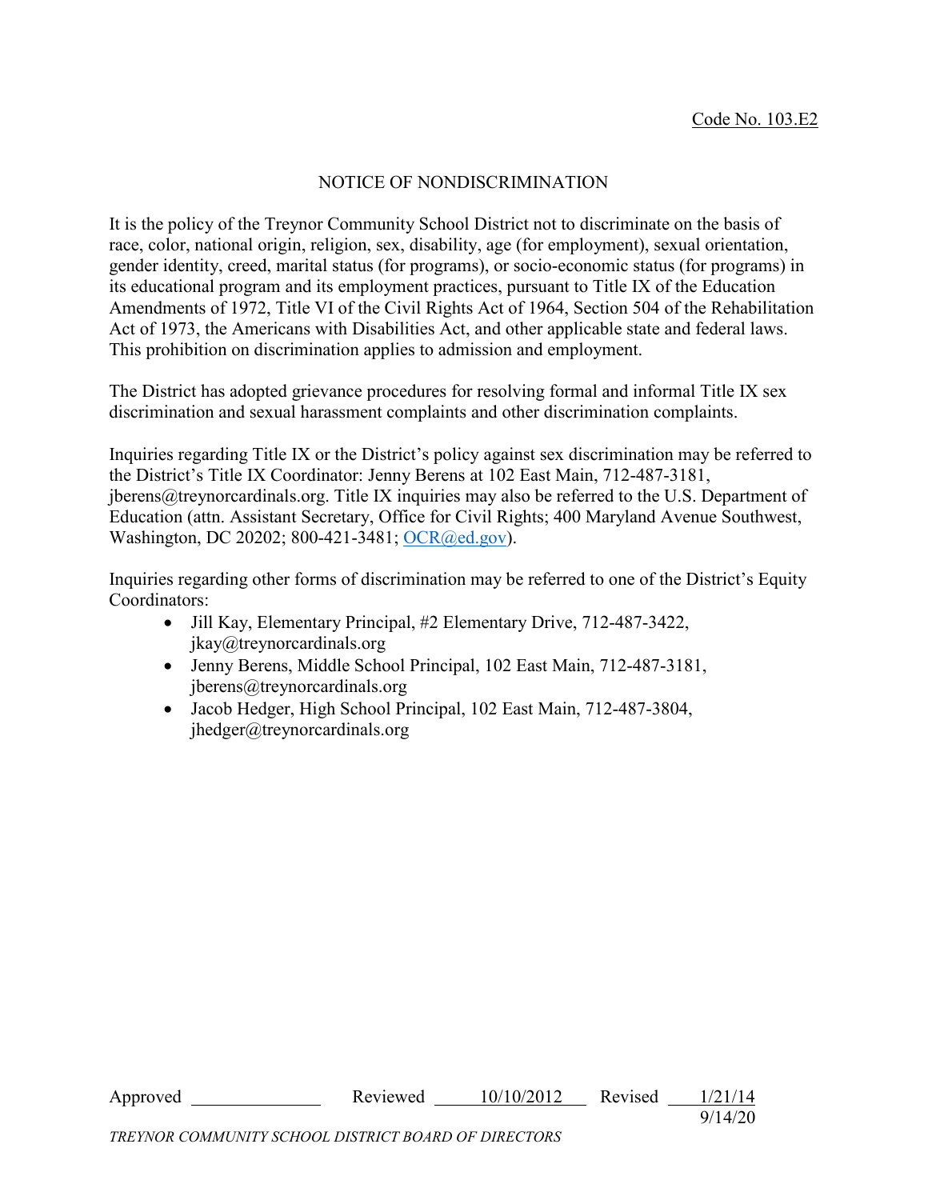Code No. 103.E2

# NOTICE OF NONDISCRIMINATION

It is the policy of the Treynor Community School District not to discriminate on the basis of race, color, national origin, religion, sex, disability, age (for employment), sexual orientation, gender identity, creed, marital status (for programs), or socio-economic status (for programs) in its educational program and its employment practices, pursuant to Title IX of the Education Amendments of 1972, Title VI of the Civil Rights Act of 1964, Section 504 of the Rehabilitation Act of 1973, the Americans with Disabilities Act, and other applicable state and federal laws. This prohibition on discrimination applies to admission and employment.

The District has adopted grievance procedures for resolving formal and informal Title IX sex discrimination and sexual harassment complaints and other discrimination complaints.

Inquiries regarding Title IX or the District's policy against sex discrimination may be referred to the District's Title IX Coordinator: Jenny Berens at 102 East Main, 712-487-3181, jberens@treynorcardinals.org. Title IX inquiries may also be referred to the U.S. Department of Education (attn. Assistant Secretary, Office for Civil Rights; 400 Maryland Avenue Southwest, Washington, DC 20202; 800-421-3481; OCR@ed.gov).

Inquiries regarding other forms of discrimination may be referred to one of the District's Equity Coordinators:

- Jill Kay, Elementary Principal, #2 Elementary Drive, 712-487-3422, jkay@treynorcardinals.org
- Jenny Berens, Middle School Principal, 102 East Main, 712-487-3181, jberens@treynorcardinals.org
- Jacob Hedger, High School Principal, 102 East Main, 712-487-3804, jhedger@treynorcardinals.org

Approved ______________ Reviewed 10/10/2012 Revised 1/21/14
9/14/20

*TREYNOR COMMUNITY SCHOOL DISTRICT BOARD OF DIRECTORS*